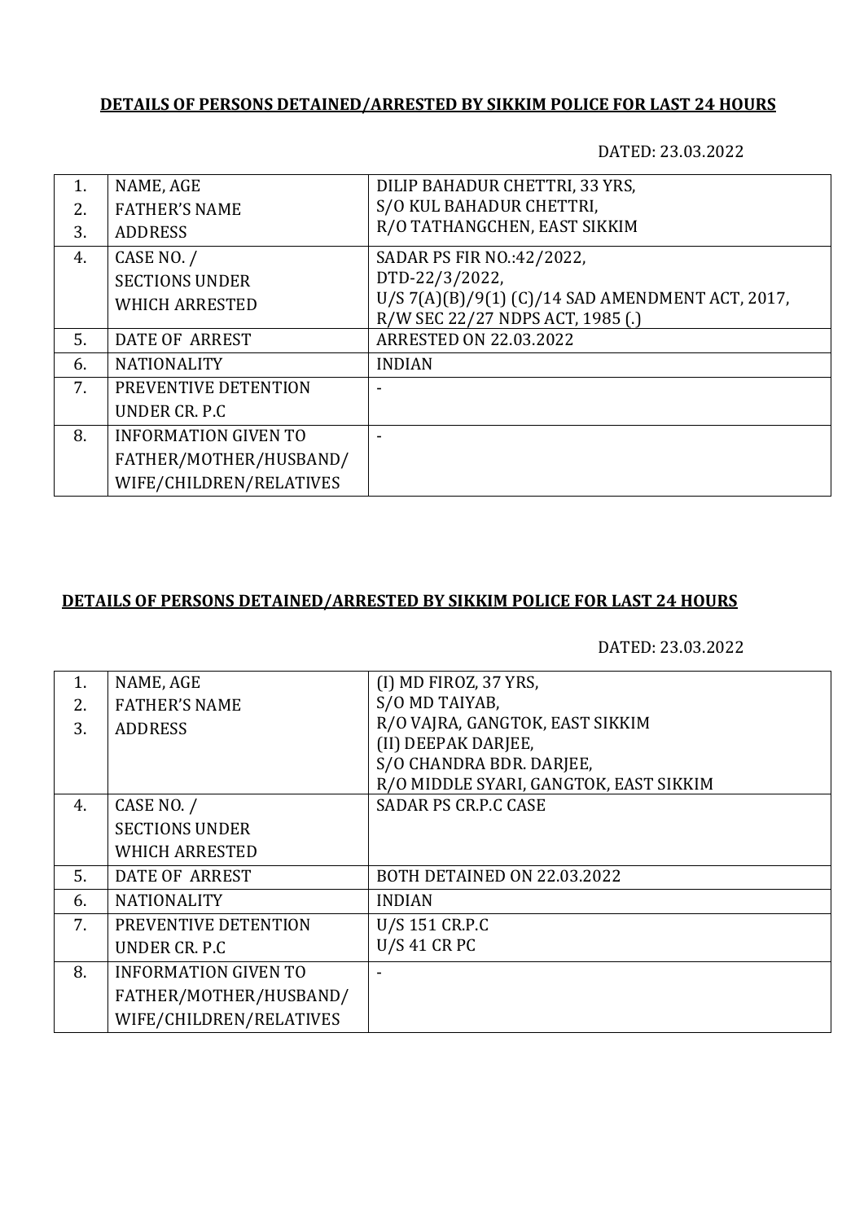## DETAILS OF PERSONS DETAINED/ARRESTED BY SIKKIM POLICE FOR LAST 24 HOURS

DATED: 23.03.2022

| | | |
|---|---|---|
| 1.<br>2.<br>3. | NAME, AGE<br>FATHER'S NAME<br>ADDRESS | DILIP BAHADUR CHETTRI, 33 YRS,<br>S/O KUL BAHADUR CHETTRI,<br>R/O TATHANGCHEN, EAST SIKKIM |
| 4. | CASE NO. /<br>SECTIONS UNDER<br>WHICH ARRESTED | SADAR PS FIR NO.:42/2022,<br>DTD-22/3/2022,<br>U/S 7(A)(B)/9(1) (C)/14 SAD AMENDMENT ACT, 2017,<br>R/W SEC 22/27 NDPS ACT, 1985 (.) |
| 5. | DATE OF ARREST | ARRESTED ON 22.03.2022 |
| 6. | NATIONALITY | INDIAN |
| 7. | PREVENTIVE DETENTION<br>UNDER CR. P.C | - |
| 8. | INFORMATION GIVEN TO<br>FATHER/MOTHER/HUSBAND/<br>WIFE/CHILDREN/RELATIVES | - |

## DETAILS OF PERSONS DETAINED/ARRESTED BY SIKKIM POLICE FOR LAST 24 HOURS

DATED: 23.03.2022

| | | |
|---|---|---|
| 1.<br>2.<br>3. | NAME, AGE<br>FATHER'S NAME<br>ADDRESS | (I) MD FIROZ, 37 YRS,<br>S/O MD TAIYAB,<br>R/O VAJRA, GANGTOK, EAST SIKKIM<br>(II) DEEPAK DARJEE,<br>S/O CHANDRA BDR. DARJEE,<br>R/O MIDDLE SYARI, GANGTOK, EAST SIKKIM |
| 4. | CASE NO. /<br>SECTIONS UNDER<br>WHICH ARRESTED | SADAR PS CR.P.C CASE |
| 5. | DATE OF ARREST | BOTH DETAINED ON 22.03.2022 |
| 6. | NATIONALITY | INDIAN |
| 7. | PREVENTIVE DETENTION<br>UNDER CR. P.C | U/S 151 CR.P.C<br>U/S 41 CR PC |
| 8. | INFORMATION GIVEN TO<br>FATHER/MOTHER/HUSBAND/<br>WIFE/CHILDREN/RELATIVES | - |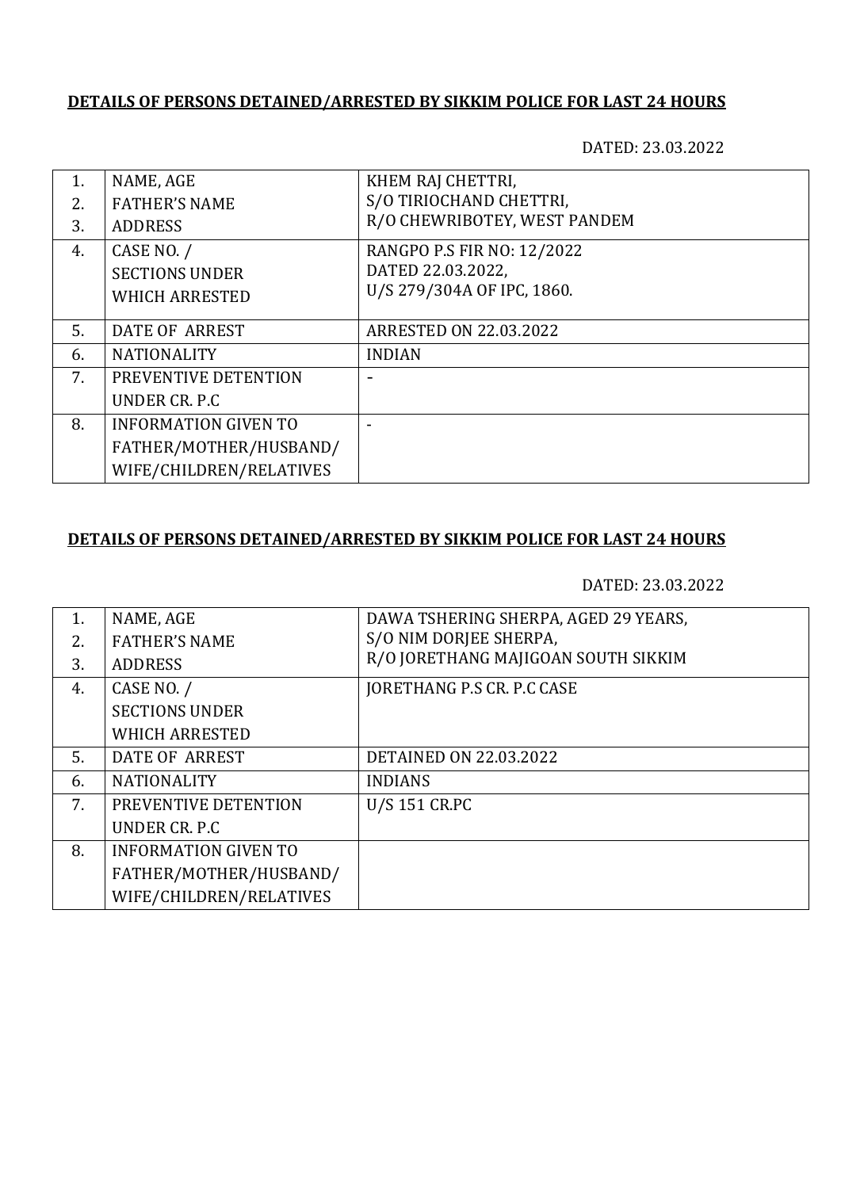**DETAILS OF PERSONS DETAINED/ARRESTED BY SIKKIM POLICE FOR LAST 24 HOURS**

DATED: 23.03.2022

| | | |
|---|---|---|
| 1.<br>2.<br>3. | NAME, AGE<br>FATHER'S NAME<br>ADDRESS | KHEM RAJ CHETTRI,<br>S/O TIRIOCHAND CHETTRI,<br>R/O CHEWRIBOTEY, WEST PANDEM |
| 4. | CASE NO. /<br>SECTIONS UNDER<br>WHICH ARRESTED | RANGPO P.S FIR NO: 12/2022<br>DATED 22.03.2022,<br>U/S 279/304A OF IPC, 1860. |
| 5. | DATE OF ARREST | ARRESTED ON 22.03.2022 |
| 6. | NATIONALITY | INDIAN |
| 7. | PREVENTIVE DETENTION<br>UNDER CR. P.C | - |
| 8. | INFORMATION GIVEN TO<br>FATHER/MOTHER/HUSBAND/<br>WIFE/CHILDREN/RELATIVES | - |

**DETAILS OF PERSONS DETAINED/ARRESTED BY SIKKIM POLICE FOR LAST 24 HOURS**

DATED: 23.03.2022

| | | |
|---|---|---|
| 1.<br>2.<br>3. | NAME, AGE<br>FATHER'S NAME<br>ADDRESS | DAWA TSHERING SHERPA, AGED 29 YEARS,<br>S/O NIM DORJEE SHERPA,<br>R/O JORETHANG MAJIGOAN SOUTH SIKKIM |
| 4. | CASE NO. /<br>SECTIONS UNDER<br>WHICH ARRESTED | JORETHANG P.S CR. P.C CASE |
| 5. | DATE OF ARREST | DETAINED ON 22.03.2022 |
| 6. | NATIONALITY | INDIANS |
| 7. | PREVENTIVE DETENTION<br>UNDER CR. P.C | U/S 151 CR.PC |
| 8. | INFORMATION GIVEN TO<br>FATHER/MOTHER/HUSBAND/<br>WIFE/CHILDREN/RELATIVES | |